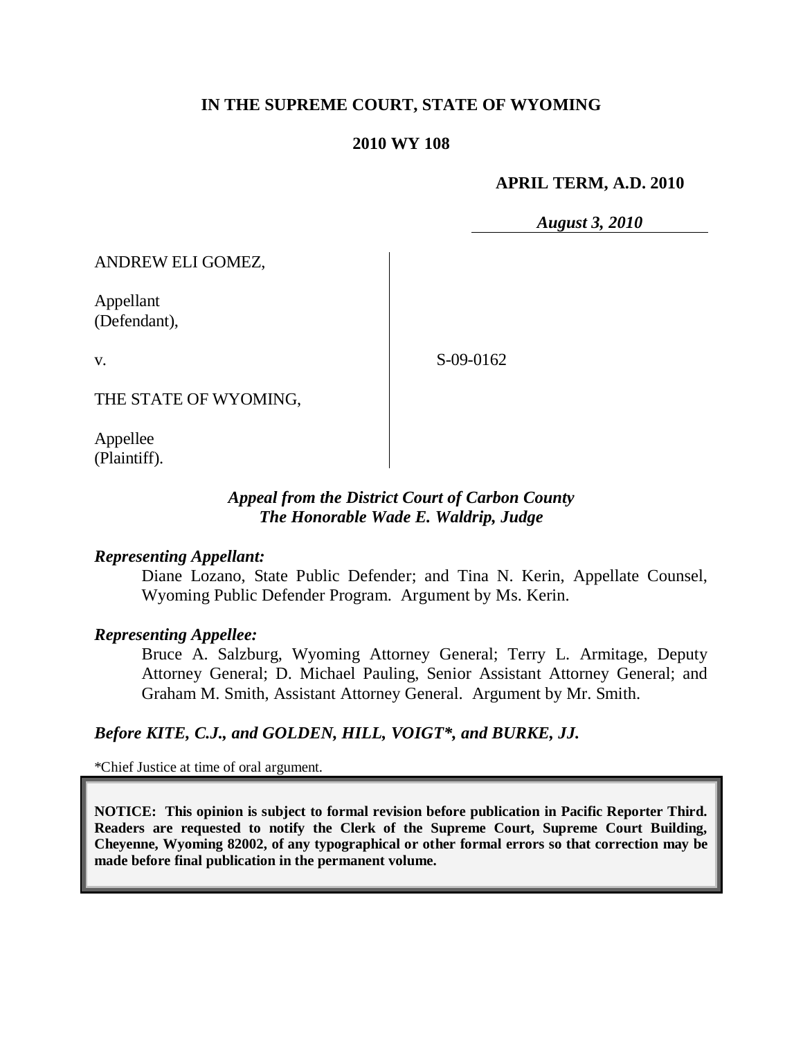**IN THE SUPREME COURT, STATE OF WYOMING**

**2010 WY 108**

**APRIL TERM, A.D. 2010**

***August 3, 2010***

ANDREW ELI GOMEZ,

Appellant
(Defendant),

v.

S-09-0162

THE STATE OF WYOMING,

Appellee
(Plaintiff).

***Appeal from the District Court of Carbon County***
***The Honorable Wade E. Waldrip, Judge***

***Representing Appellant:***

Diane Lozano, State Public Defender; and Tina N. Kerin, Appellate Counsel, Wyoming Public Defender Program. Argument by Ms. Kerin.

***Representing Appellee:***

Bruce A. Salzburg, Wyoming Attorney General; Terry L. Armitage, Deputy Attorney General; D. Michael Pauling, Senior Assistant Attorney General; and Graham M. Smith, Assistant Attorney General. Argument by Mr. Smith.

***Before KITE, C.J., and GOLDEN, HILL, VOIGT\*, and BURKE, JJ.***

\*Chief Justice at time of oral argument.

**NOTICE: This opinion is subject to formal revision before publication in Pacific Reporter Third. Readers are requested to notify the Clerk of the Supreme Court, Supreme Court Building, Cheyenne, Wyoming 82002, of any typographical or other formal errors so that correction may be made before final publication in the permanent volume.**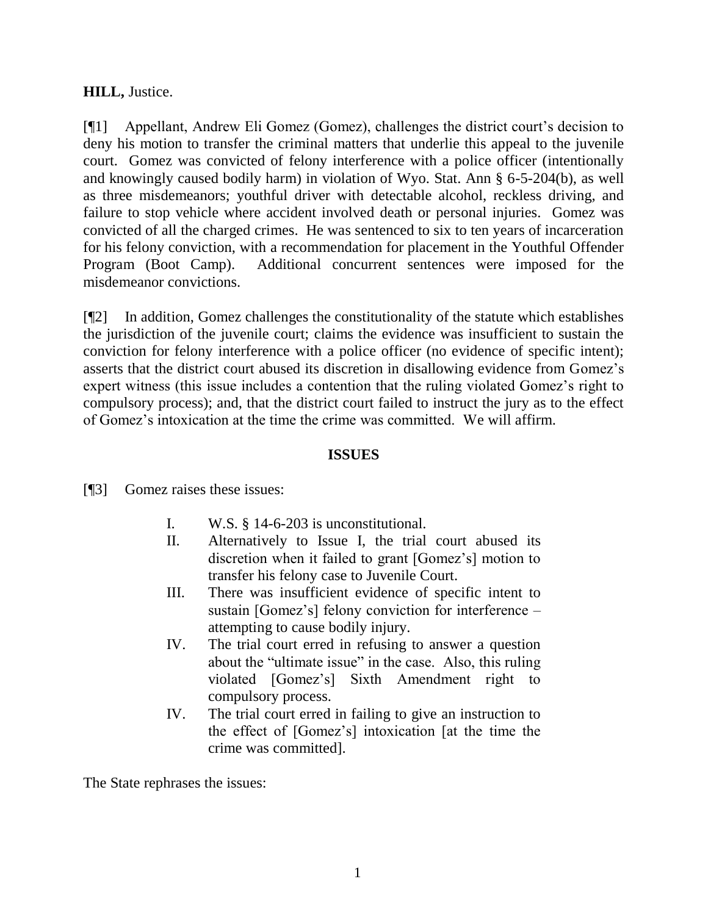**HILL,** Justice.

[¶1] Appellant, Andrew Eli Gomez (Gomez), challenges the district court's decision to deny his motion to transfer the criminal matters that underlie this appeal to the juvenile court. Gomez was convicted of felony interference with a police officer (intentionally and knowingly caused bodily harm) in violation of Wyo. Stat. Ann § 6-5-204(b), as well as three misdemeanors; youthful driver with detectable alcohol, reckless driving, and failure to stop vehicle where accident involved death or personal injuries. Gomez was convicted of all the charged crimes. He was sentenced to six to ten years of incarceration for his felony conviction, with a recommendation for placement in the Youthful Offender Program (Boot Camp). Additional concurrent sentences were imposed for the misdemeanor convictions.

[¶2] In addition, Gomez challenges the constitutionality of the statute which establishes the jurisdiction of the juvenile court; claims the evidence was insufficient to sustain the conviction for felony interference with a police officer (no evidence of specific intent); asserts that the district court abused its discretion in disallowing evidence from Gomez's expert witness (this issue includes a contention that the ruling violated Gomez's right to compulsory process); and, that the district court failed to instruct the jury as to the effect of Gomez's intoxication at the time the crime was committed. We will affirm.

## ISSUES

[¶3] Gomez raises these issues:

> I. W.S. § 14-6-203 is unconstitutional.
>
> II. Alternatively to Issue I, the trial court abused its discretion when it failed to grant [Gomez's] motion to transfer his felony case to Juvenile Court.
>
> III. There was insufficient evidence of specific intent to sustain [Gomez's] felony conviction for interference – attempting to cause bodily injury.
>
> IV. The trial court erred in refusing to answer a question about the "ultimate issue" in the case. Also, this ruling violated [Gomez's] Sixth Amendment right to compulsory process.
>
> IV. The trial court erred in failing to give an instruction to the effect of [Gomez's] intoxication [at the time the crime was committed].

The State rephrases the issues: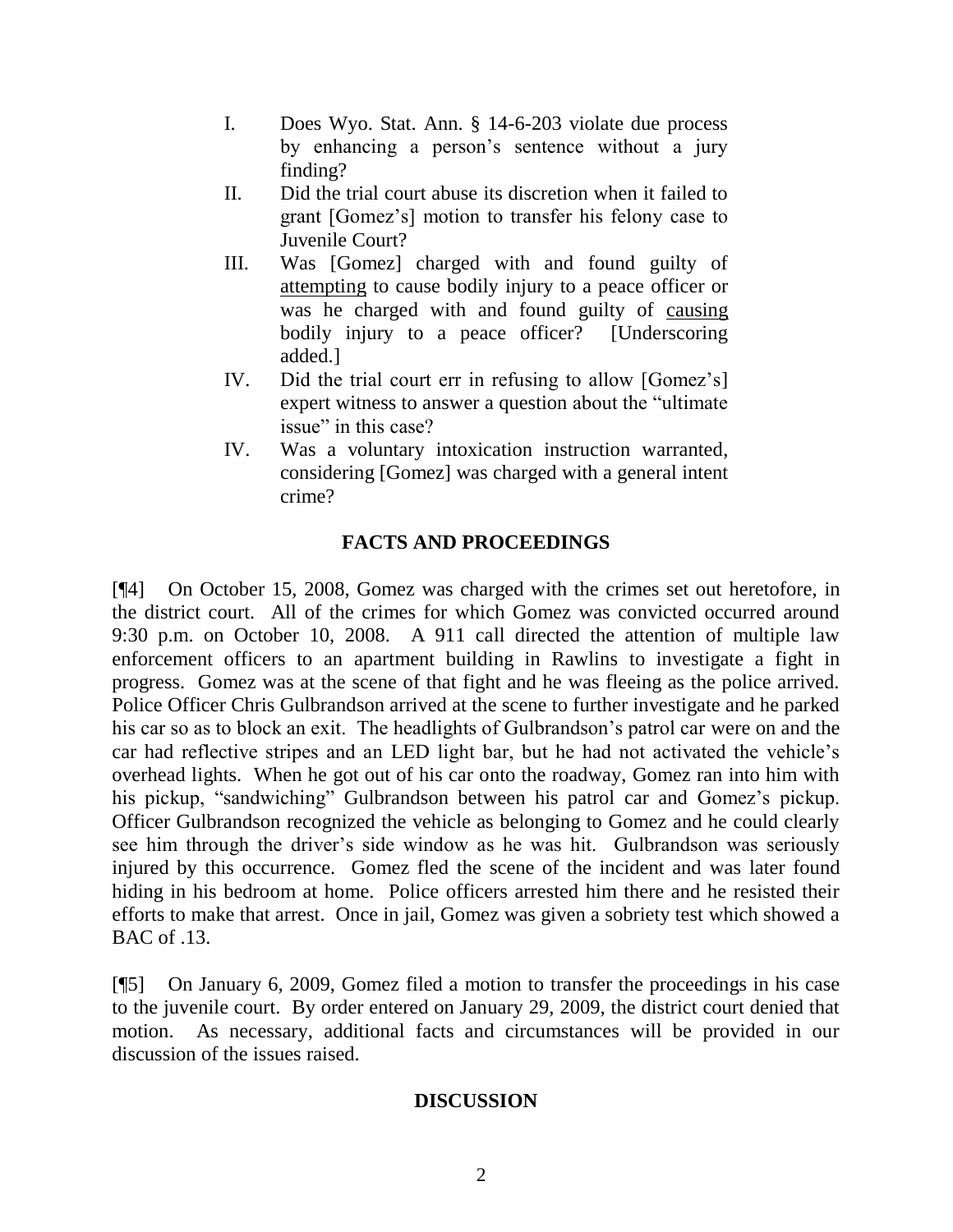I. Does Wyo. Stat. Ann. § 14-6-203 violate due process by enhancing a person's sentence without a jury finding?

II. Did the trial court abuse its discretion when it failed to grant [Gomez's] motion to transfer his felony case to Juvenile Court?

III. Was [Gomez] charged with and found guilty of attempting to cause bodily injury to a peace officer or was he charged with and found guilty of causing bodily injury to a peace officer? [Underscoring added.]

IV. Did the trial court err in refusing to allow [Gomez's] expert witness to answer a question about the "ultimate issue" in this case?

IV. Was a voluntary intoxication instruction warranted, considering [Gomez] was charged with a general intent crime?

## FACTS AND PROCEEDINGS

[¶4] On October 15, 2008, Gomez was charged with the crimes set out heretofore, in the district court. All of the crimes for which Gomez was convicted occurred around 9:30 p.m. on October 10, 2008. A 911 call directed the attention of multiple law enforcement officers to an apartment building in Rawlins to investigate a fight in progress. Gomez was at the scene of that fight and he was fleeing as the police arrived. Police Officer Chris Gulbrandson arrived at the scene to further investigate and he parked his car so as to block an exit. The headlights of Gulbrandson's patrol car were on and the car had reflective stripes and an LED light bar, but he had not activated the vehicle's overhead lights. When he got out of his car onto the roadway, Gomez ran into him with his pickup, "sandwiching" Gulbrandson between his patrol car and Gomez's pickup. Officer Gulbrandson recognized the vehicle as belonging to Gomez and he could clearly see him through the driver's side window as he was hit. Gulbrandson was seriously injured by this occurrence. Gomez fled the scene of the incident and was later found hiding in his bedroom at home. Police officers arrested him there and he resisted their efforts to make that arrest. Once in jail, Gomez was given a sobriety test which showed a BAC of .13.

[¶5] On January 6, 2009, Gomez filed a motion to transfer the proceedings in his case to the juvenile court. By order entered on January 29, 2009, the district court denied that motion. As necessary, additional facts and circumstances will be provided in our discussion of the issues raised.

## DISCUSSION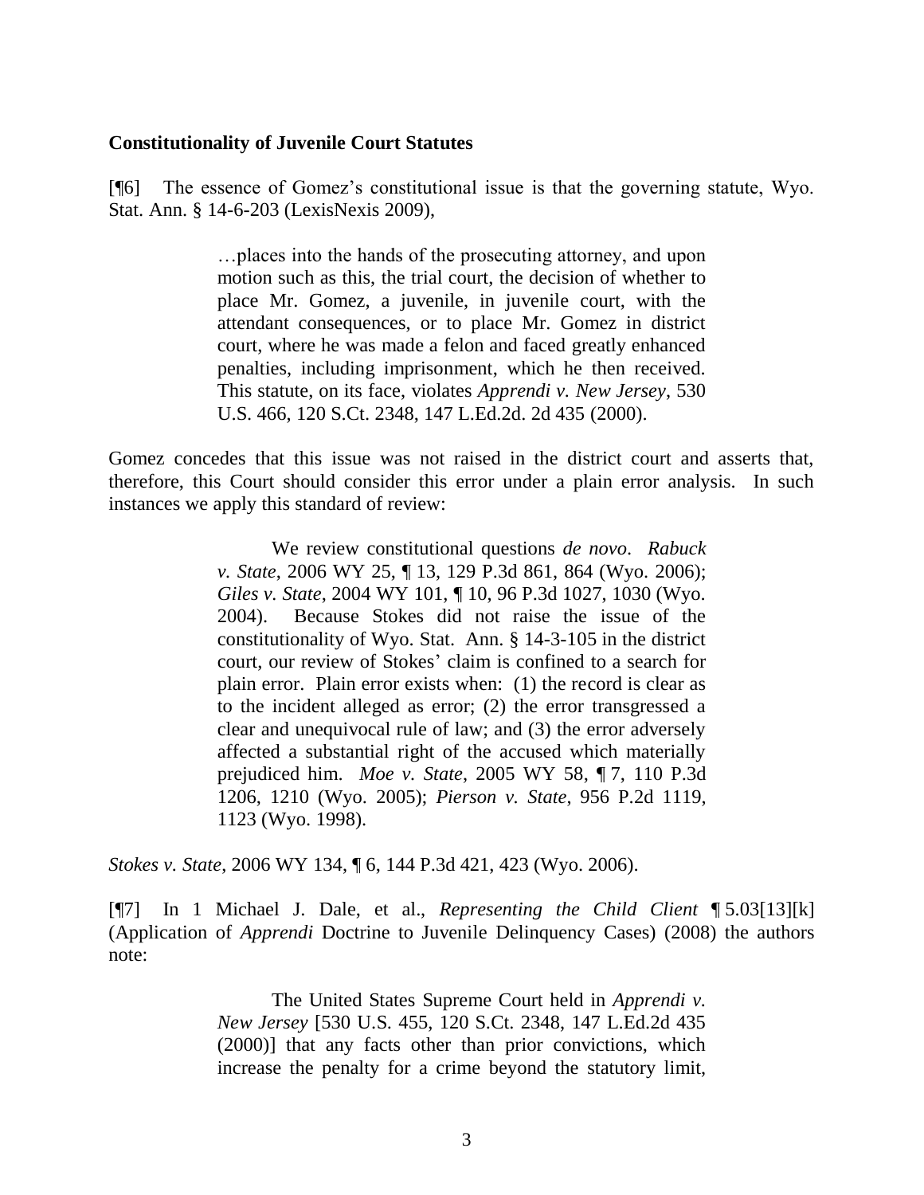**Constitutionality of Juvenile Court Statutes**

[¶6] The essence of Gomez's constitutional issue is that the governing statute, Wyo. Stat. Ann. § 14-6-203 (LexisNexis 2009),

> …places into the hands of the prosecuting attorney, and upon motion such as this, the trial court, the decision of whether to place Mr. Gomez, a juvenile, in juvenile court, with the attendant consequences, or to place Mr. Gomez in district court, where he was made a felon and faced greatly enhanced penalties, including imprisonment, which he then received. This statute, on its face, violates *Apprendi v. New Jersey*, 530 U.S. 466, 120 S.Ct. 2348, 147 L.Ed.2d. 2d 435 (2000).

Gomez concedes that this issue was not raised in the district court and asserts that, therefore, this Court should consider this error under a plain error analysis. In such instances we apply this standard of review:

> We review constitutional questions *de novo*. *Rabuck v. State*, 2006 WY 25, ¶ 13, 129 P.3d 861, 864 (Wyo. 2006); *Giles v. State*, 2004 WY 101, ¶ 10, 96 P.3d 1027, 1030 (Wyo. 2004). Because Stokes did not raise the issue of the constitutionality of Wyo. Stat. Ann. § 14-3-105 in the district court, our review of Stokes' claim is confined to a search for plain error. Plain error exists when: (1) the record is clear as to the incident alleged as error; (2) the error transgressed a clear and unequivocal rule of law; and (3) the error adversely affected a substantial right of the accused which materially prejudiced him. *Moe v. State*, 2005 WY 58, ¶ 7, 110 P.3d 1206, 1210 (Wyo. 2005); *Pierson v. State*, 956 P.2d 1119, 1123 (Wyo. 1998).

*Stokes v. State*, 2006 WY 134, ¶ 6, 144 P.3d 421, 423 (Wyo. 2006).

[¶7] In 1 Michael J. Dale, et al., *Representing the Child Client* ¶ 5.03[13][k] (Application of *Apprendi* Doctrine to Juvenile Delinquency Cases) (2008) the authors note:

> The United States Supreme Court held in *Apprendi v. New Jersey* [530 U.S. 455, 120 S.Ct. 2348, 147 L.Ed.2d 435 (2000)] that any facts other than prior convictions, which increase the penalty for a crime beyond the statutory limit,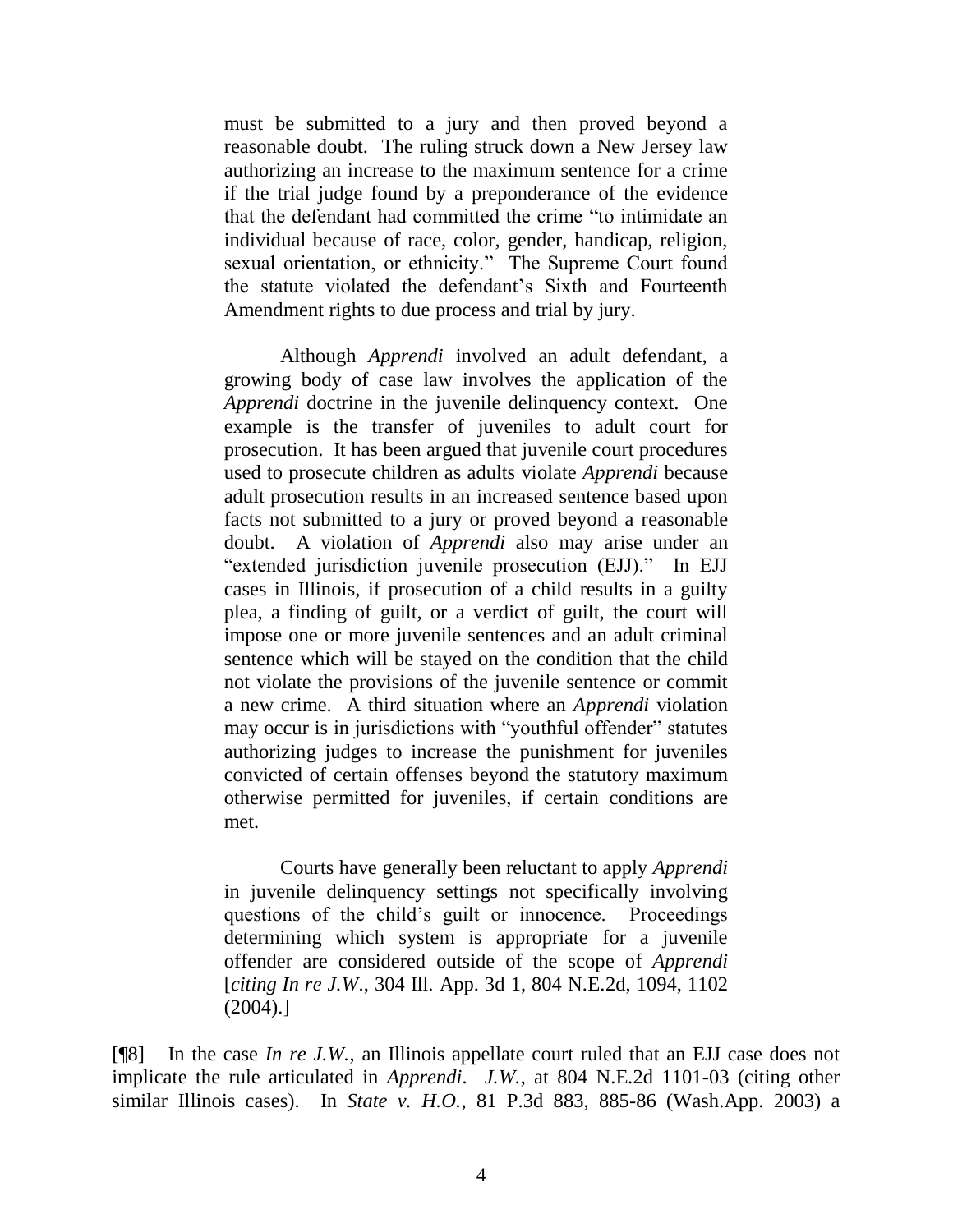> must be submitted to a jury and then proved beyond a reasonable doubt. The ruling struck down a New Jersey law authorizing an increase to the maximum sentence for a crime if the trial judge found by a preponderance of the evidence that the defendant had committed the crime "to intimidate an individual because of race, color, gender, handicap, religion, sexual orientation, or ethnicity." The Supreme Court found the statute violated the defendant's Sixth and Fourteenth Amendment rights to due process and trial by jury.
>
> Although *Apprendi* involved an adult defendant, a growing body of case law involves the application of the *Apprendi* doctrine in the juvenile delinquency context. One example is the transfer of juveniles to adult court for prosecution. It has been argued that juvenile court procedures used to prosecute children as adults violate *Apprendi* because adult prosecution results in an increased sentence based upon facts not submitted to a jury or proved beyond a reasonable doubt. A violation of *Apprendi* also may arise under an "extended jurisdiction juvenile prosecution (EJJ)." In EJJ cases in Illinois, if prosecution of a child results in a guilty plea, a finding of guilt, or a verdict of guilt, the court will impose one or more juvenile sentences and an adult criminal sentence which will be stayed on the condition that the child not violate the provisions of the juvenile sentence or commit a new crime. A third situation where an *Apprendi* violation may occur is in jurisdictions with "youthful offender" statutes authorizing judges to increase the punishment for juveniles convicted of certain offenses beyond the statutory maximum otherwise permitted for juveniles, if certain conditions are met.
>
> Courts have generally been reluctant to apply *Apprendi* in juvenile delinquency settings not specifically involving questions of the child's guilt or innocence. Proceedings determining which system is appropriate for a juvenile offender are considered outside of the scope of *Apprendi* [*citing In re J.W.*, 304 Ill. App. 3d 1, 804 N.E.2d, 1094, 1102 (2004).]

[¶8] In the case *In re J.W.*, an Illinois appellate court ruled that an EJJ case does not implicate the rule articulated in *Apprendi*. *J.W.*, at 804 N.E.2d 1101-03 (citing other similar Illinois cases). In *State v. H.O.*, 81 P.3d 883, 885-86 (Wash.App. 2003) a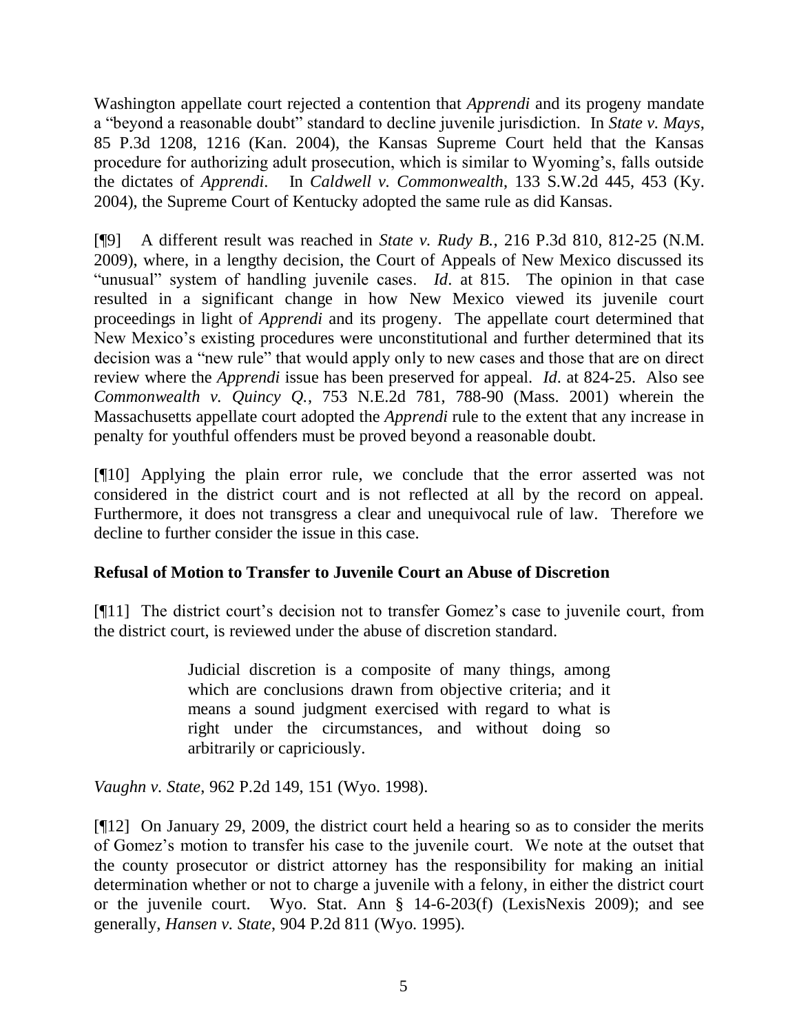Washington appellate court rejected a contention that *Apprendi* and its progeny mandate a "beyond a reasonable doubt" standard to decline juvenile jurisdiction. In *State v. Mays*, 85 P.3d 1208, 1216 (Kan. 2004), the Kansas Supreme Court held that the Kansas procedure for authorizing adult prosecution, which is similar to Wyoming's, falls outside the dictates of *Apprendi*. In *Caldwell v. Commonwealth*, 133 S.W.2d 445, 453 (Ky. 2004), the Supreme Court of Kentucky adopted the same rule as did Kansas.

[¶9] A different result was reached in *State v. Rudy B.*, 216 P.3d 810, 812-25 (N.M. 2009), where, in a lengthy decision, the Court of Appeals of New Mexico discussed its "unusual" system of handling juvenile cases. *Id*. at 815. The opinion in that case resulted in a significant change in how New Mexico viewed its juvenile court proceedings in light of *Apprendi* and its progeny. The appellate court determined that New Mexico's existing procedures were unconstitutional and further determined that its decision was a "new rule" that would apply only to new cases and those that are on direct review where the *Apprendi* issue has been preserved for appeal. *Id*. at 824-25. Also see *Commonwealth v. Quincy Q.*, 753 N.E.2d 781, 788-90 (Mass. 2001) wherein the Massachusetts appellate court adopted the *Apprendi* rule to the extent that any increase in penalty for youthful offenders must be proved beyond a reasonable doubt.

[¶10] Applying the plain error rule, we conclude that the error asserted was not considered in the district court and is not reflected at all by the record on appeal. Furthermore, it does not transgress a clear and unequivocal rule of law. Therefore we decline to further consider the issue in this case.

**Refusal of Motion to Transfer to Juvenile Court an Abuse of Discretion**

[¶11] The district court's decision not to transfer Gomez's case to juvenile court, from the district court, is reviewed under the abuse of discretion standard.

> Judicial discretion is a composite of many things, among which are conclusions drawn from objective criteria; and it means a sound judgment exercised with regard to what is right under the circumstances, and without doing so arbitrarily or capriciously.

*Vaughn v. State*, 962 P.2d 149, 151 (Wyo. 1998).

[¶12] On January 29, 2009, the district court held a hearing so as to consider the merits of Gomez's motion to transfer his case to the juvenile court. We note at the outset that the county prosecutor or district attorney has the responsibility for making an initial determination whether or not to charge a juvenile with a felony, in either the district court or the juvenile court. Wyo. Stat. Ann § 14-6-203(f) (LexisNexis 2009); and see generally, *Hansen v. State*, 904 P.2d 811 (Wyo. 1995).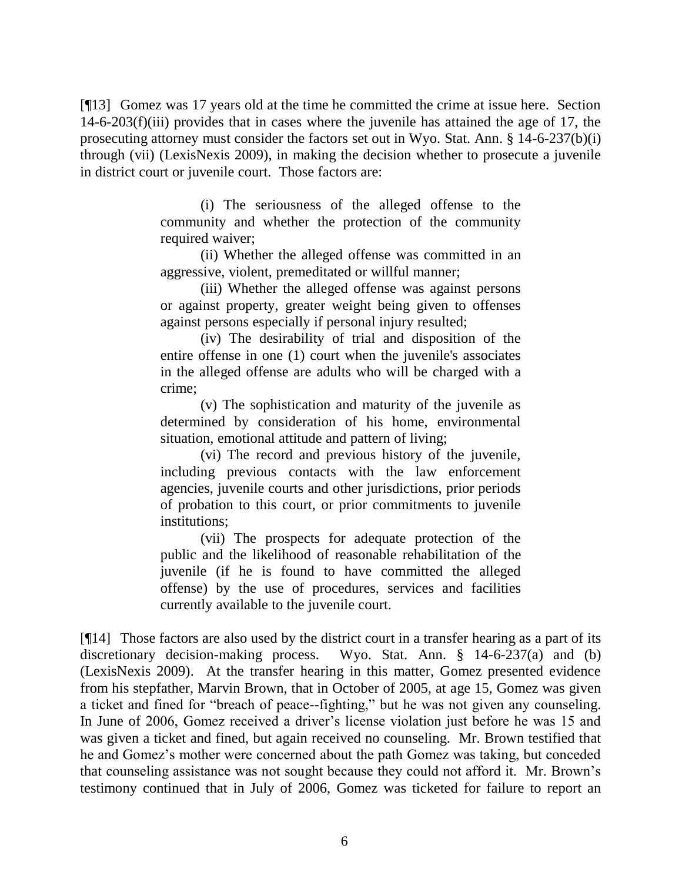[¶13] Gomez was 17 years old at the time he committed the crime at issue here. Section 14-6-203(f)(iii) provides that in cases where the juvenile has attained the age of 17, the prosecuting attorney must consider the factors set out in Wyo. Stat. Ann. § 14-6-237(b)(i) through (vii) (LexisNexis 2009), in making the decision whether to prosecute a juvenile in district court or juvenile court. Those factors are:

> (i) The seriousness of the alleged offense to the community and whether the protection of the community required waiver;
>
> (ii) Whether the alleged offense was committed in an aggressive, violent, premeditated or willful manner;
>
> (iii) Whether the alleged offense was against persons or against property, greater weight being given to offenses against persons especially if personal injury resulted;
>
> (iv) The desirability of trial and disposition of the entire offense in one (1) court when the juvenile's associates in the alleged offense are adults who will be charged with a crime;
>
> (v) The sophistication and maturity of the juvenile as determined by consideration of his home, environmental situation, emotional attitude and pattern of living;
>
> (vi) The record and previous history of the juvenile, including previous contacts with the law enforcement agencies, juvenile courts and other jurisdictions, prior periods of probation to this court, or prior commitments to juvenile institutions;
>
> (vii) The prospects for adequate protection of the public and the likelihood of reasonable rehabilitation of the juvenile (if he is found to have committed the alleged offense) by the use of procedures, services and facilities currently available to the juvenile court.

[¶14] Those factors are also used by the district court in a transfer hearing as a part of its discretionary decision-making process. Wyo. Stat. Ann. § 14-6-237(a) and (b) (LexisNexis 2009). At the transfer hearing in this matter, Gomez presented evidence from his stepfather, Marvin Brown, that in October of 2005, at age 15, Gomez was given a ticket and fined for "breach of peace--fighting," but he was not given any counseling. In June of 2006, Gomez received a driver's license violation just before he was 15 and was given a ticket and fined, but again received no counseling. Mr. Brown testified that he and Gomez's mother were concerned about the path Gomez was taking, but conceded that counseling assistance was not sought because they could not afford it. Mr. Brown's testimony continued that in July of 2006, Gomez was ticketed for failure to report an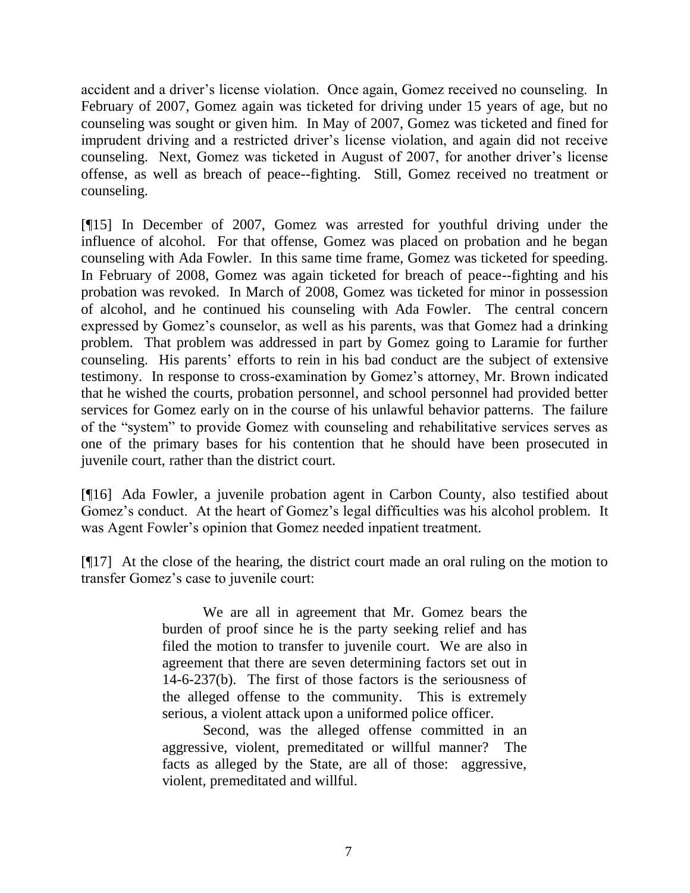accident and a driver's license violation. Once again, Gomez received no counseling. In February of 2007, Gomez again was ticketed for driving under 15 years of age, but no counseling was sought or given him. In May of 2007, Gomez was ticketed and fined for imprudent driving and a restricted driver's license violation, and again did not receive counseling. Next, Gomez was ticketed in August of 2007, for another driver's license offense, as well as breach of peace--fighting. Still, Gomez received no treatment or counseling.

[¶15] In December of 2007, Gomez was arrested for youthful driving under the influence of alcohol. For that offense, Gomez was placed on probation and he began counseling with Ada Fowler. In this same time frame, Gomez was ticketed for speeding. In February of 2008, Gomez was again ticketed for breach of peace--fighting and his probation was revoked. In March of 2008, Gomez was ticketed for minor in possession of alcohol, and he continued his counseling with Ada Fowler. The central concern expressed by Gomez's counselor, as well as his parents, was that Gomez had a drinking problem. That problem was addressed in part by Gomez going to Laramie for further counseling. His parents' efforts to rein in his bad conduct are the subject of extensive testimony. In response to cross-examination by Gomez's attorney, Mr. Brown indicated that he wished the courts, probation personnel, and school personnel had provided better services for Gomez early on in the course of his unlawful behavior patterns. The failure of the "system" to provide Gomez with counseling and rehabilitative services serves as one of the primary bases for his contention that he should have been prosecuted in juvenile court, rather than the district court.

[¶16] Ada Fowler, a juvenile probation agent in Carbon County, also testified about Gomez's conduct. At the heart of Gomez's legal difficulties was his alcohol problem. It was Agent Fowler's opinion that Gomez needed inpatient treatment.

[¶17] At the close of the hearing, the district court made an oral ruling on the motion to transfer Gomez's case to juvenile court:

> We are all in agreement that Mr. Gomez bears the burden of proof since he is the party seeking relief and has filed the motion to transfer to juvenile court. We are also in agreement that there are seven determining factors set out in 14-6-237(b). The first of those factors is the seriousness of the alleged offense to the community. This is extremely serious, a violent attack upon a uniformed police officer.
>
> Second, was the alleged offense committed in an aggressive, violent, premeditated or willful manner? The facts as alleged by the State, are all of those: aggressive, violent, premeditated and willful.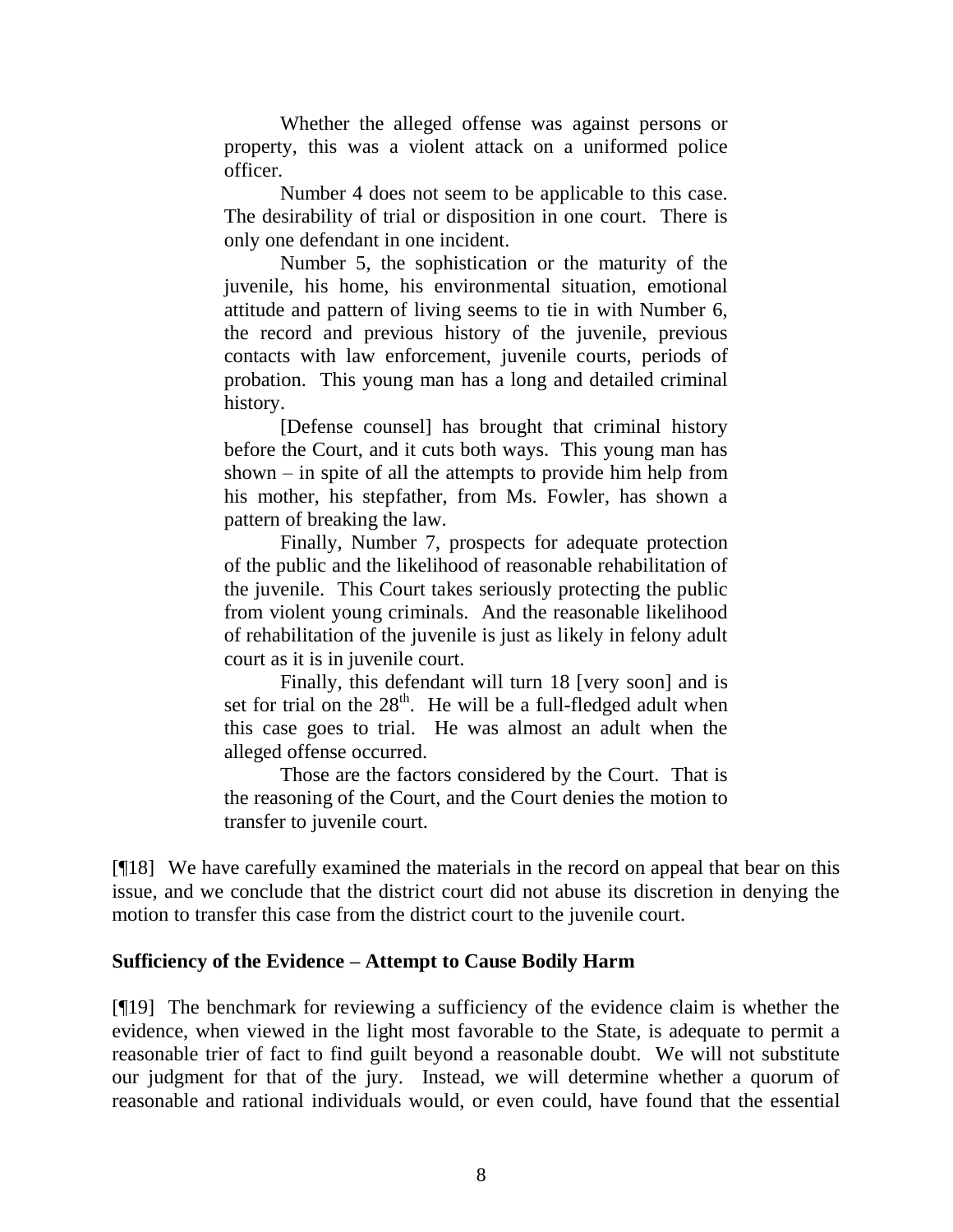> Whether the alleged offense was against persons or property, this was a violent attack on a uniformed police officer.
>
> Number 4 does not seem to be applicable to this case. The desirability of trial or disposition in one court. There is only one defendant in one incident.
>
> Number 5, the sophistication or the maturity of the juvenile, his home, his environmental situation, emotional attitude and pattern of living seems to tie in with Number 6, the record and previous history of the juvenile, previous contacts with law enforcement, juvenile courts, periods of probation. This young man has a long and detailed criminal history.
>
> [Defense counsel] has brought that criminal history before the Court, and it cuts both ways. This young man has shown – in spite of all the attempts to provide him help from his mother, his stepfather, from Ms. Fowler, has shown a pattern of breaking the law.
>
> Finally, Number 7, prospects for adequate protection of the public and the likelihood of reasonable rehabilitation of the juvenile. This Court takes seriously protecting the public from violent young criminals. And the reasonable likelihood of rehabilitation of the juvenile is just as likely in felony adult court as it is in juvenile court.
>
> Finally, this defendant will turn 18 [very soon] and is set for trial on the 28th. He will be a full-fledged adult when this case goes to trial. He was almost an adult when the alleged offense occurred.
>
> Those are the factors considered by the Court. That is the reasoning of the Court, and the Court denies the motion to transfer to juvenile court.

[¶18] We have carefully examined the materials in the record on appeal that bear on this issue, and we conclude that the district court did not abuse its discretion in denying the motion to transfer this case from the district court to the juvenile court.

**Sufficiency of the Evidence – Attempt to Cause Bodily Harm**

[¶19] The benchmark for reviewing a sufficiency of the evidence claim is whether the evidence, when viewed in the light most favorable to the State, is adequate to permit a reasonable trier of fact to find guilt beyond a reasonable doubt. We will not substitute our judgment for that of the jury. Instead, we will determine whether a quorum of reasonable and rational individuals would, or even could, have found that the essential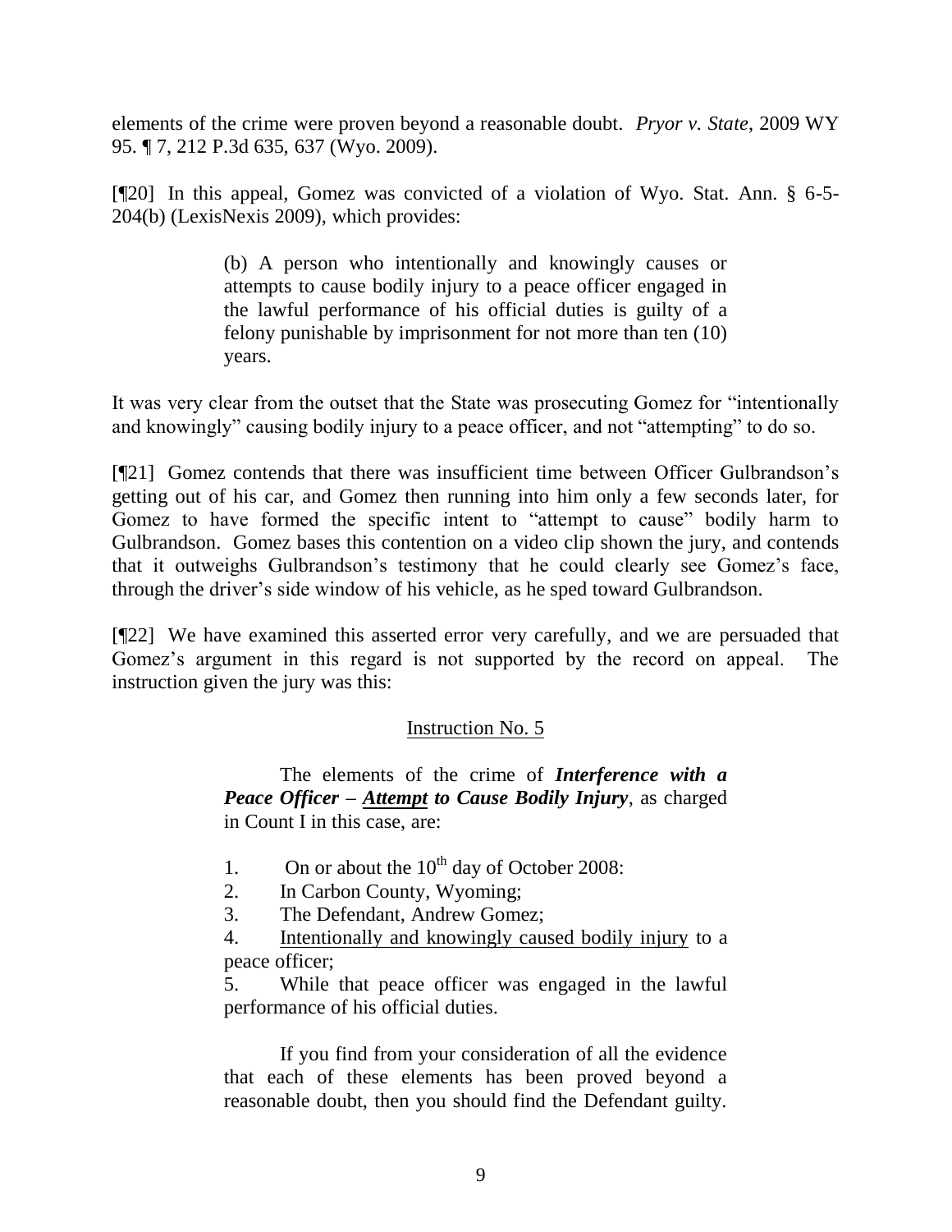elements of the crime were proven beyond a reasonable doubt. *Pryor v. State*, 2009 WY 95. ¶ 7, 212 P.3d 635, 637 (Wyo. 2009).

[¶20] In this appeal, Gomez was convicted of a violation of Wyo. Stat. Ann. § 6-5-204(b) (LexisNexis 2009), which provides:

> (b) A person who intentionally and knowingly causes or attempts to cause bodily injury to a peace officer engaged in the lawful performance of his official duties is guilty of a felony punishable by imprisonment for not more than ten (10) years.

It was very clear from the outset that the State was prosecuting Gomez for "intentionally and knowingly" causing bodily injury to a peace officer, and not "attempting" to do so.

[¶21] Gomez contends that there was insufficient time between Officer Gulbrandson's getting out of his car, and Gomez then running into him only a few seconds later, for Gomez to have formed the specific intent to "attempt to cause" bodily harm to Gulbrandson. Gomez bases this contention on a video clip shown the jury, and contends that it outweighs Gulbrandson's testimony that he could clearly see Gomez's face, through the driver's side window of his vehicle, as he sped toward Gulbrandson.

[¶22] We have examined this asserted error very carefully, and we are persuaded that Gomez's argument in this regard is not supported by the record on appeal. The instruction given the jury was this:

> <u>Instruction No. 5</u>
>
> The elements of the crime of ***Interference with a Peace Officer – <u>Attempt</u> to Cause Bodily Injury***, as charged in Count I in this case, are:
>
> 1. On or about the 10th day of October 2008:
> 2. In Carbon County, Wyoming;
> 3. The Defendant, Andrew Gomez;
> 4. <u>Intentionally and knowingly caused bodily injury</u> to a peace officer;
> 5. While that peace officer was engaged in the lawful performance of his official duties.
>
> If you find from your consideration of all the evidence that each of these elements has been proved beyond a reasonable doubt, then you should find the Defendant guilty.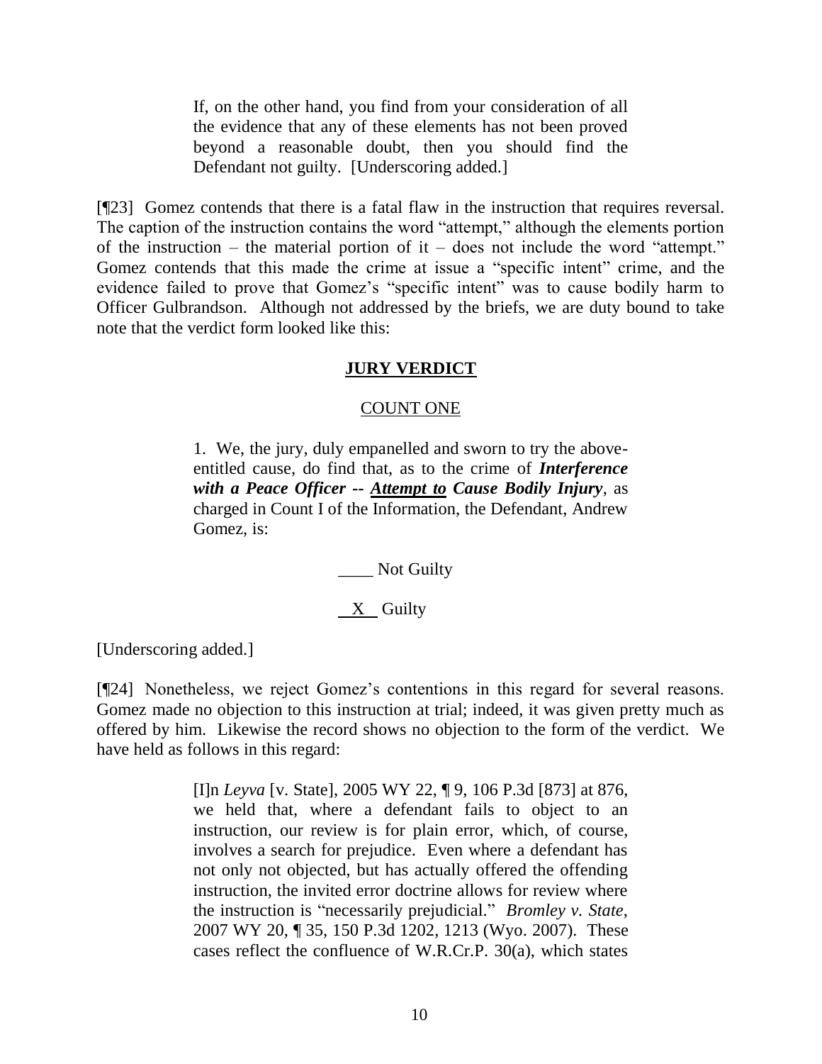> If, on the other hand, you find from your consideration of all the evidence that any of these elements has not been proved beyond a reasonable doubt, then you should find the Defendant not guilty. [Underscoring added.]

[¶23] Gomez contends that there is a fatal flaw in the instruction that requires reversal. The caption of the instruction contains the word "attempt," although the elements portion of the instruction – the material portion of it – does not include the word "attempt." Gomez contends that this made the crime at issue a "specific intent" crime, and the evidence failed to prove that Gomez's "specific intent" was to cause bodily harm to Officer Gulbrandson. Although not addressed by the briefs, we are duty bound to take note that the verdict form looked like this:

**JURY VERDICT**

COUNT ONE

> 1. We, the jury, duly empanelled and sworn to try the above-entitled cause, do find that, as to the crime of ***Interference with a Peace Officer -- Attempt to Cause Bodily Injury***, as charged in Count I of the Information, the Defendant, Andrew Gomez, is:
>
> \_\_\_\_ Not Guilty
>
> \_\_X\_\_ Guilty

[Underscoring added.]

[¶24] Nonetheless, we reject Gomez's contentions in this regard for several reasons. Gomez made no objection to this instruction at trial; indeed, it was given pretty much as offered by him. Likewise the record shows no objection to the form of the verdict. We have held as follows in this regard:

> [I]n *Leyva* [v. State], 2005 WY 22, ¶ 9, 106 P.3d [873] at 876, we held that, where a defendant fails to object to an instruction, our review is for plain error, which, of course, involves a search for prejudice. Even where a defendant has not only not objected, but has actually offered the offending instruction, the invited error doctrine allows for review where the instruction is "necessarily prejudicial." *Bromley v. State*, 2007 WY 20, ¶ 35, 150 P.3d 1202, 1213 (Wyo. 2007). These cases reflect the confluence of W.R.Cr.P. 30(a), which states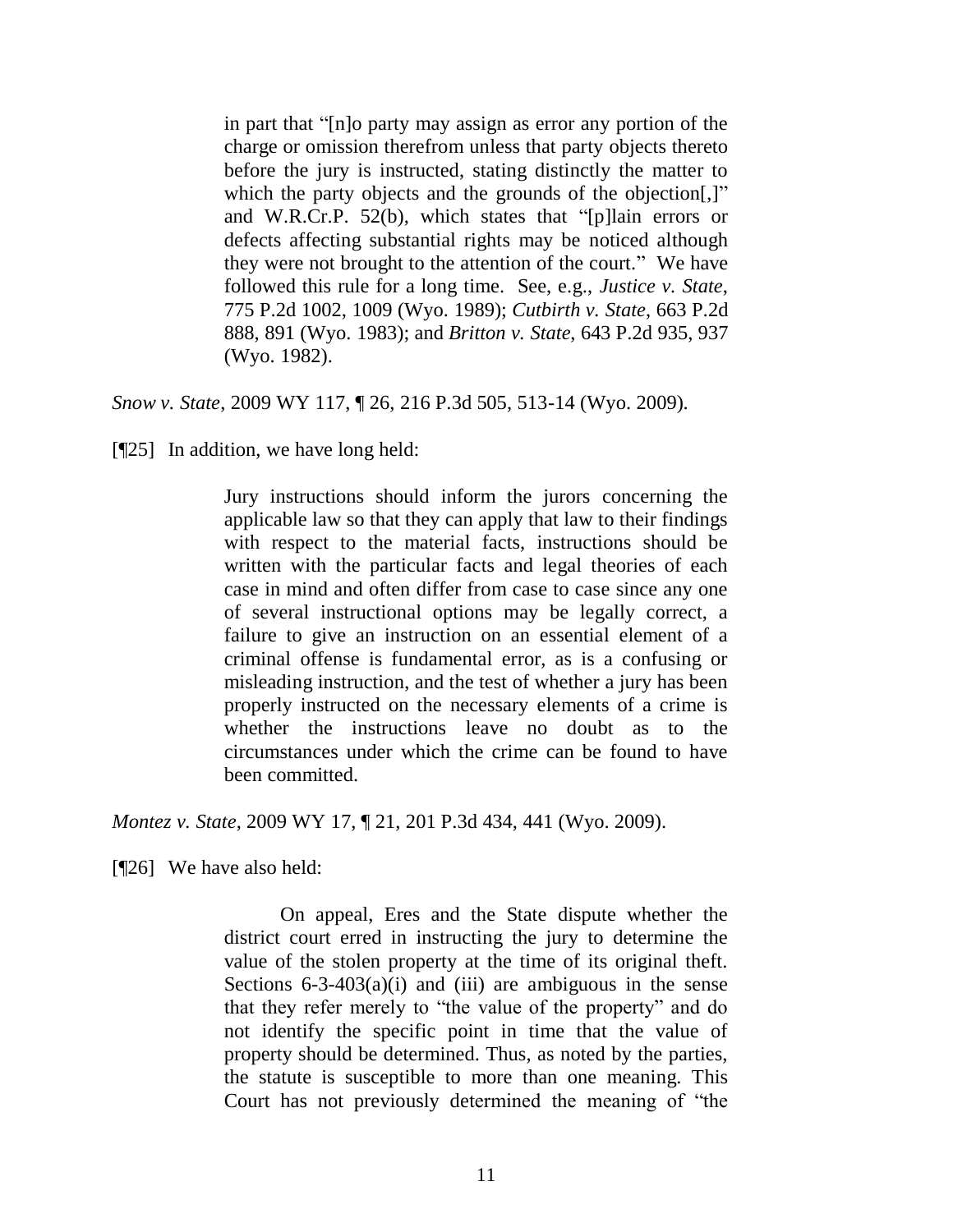> in part that "[n]o party may assign as error any portion of the charge or omission therefrom unless that party objects thereto before the jury is instructed, stating distinctly the matter to which the party objects and the grounds of the objection[,]" and W.R.Cr.P. 52(b), which states that "[p]lain errors or defects affecting substantial rights may be noticed although they were not brought to the attention of the court." We have followed this rule for a long time. See, e.g., *Justice v. State*, 775 P.2d 1002, 1009 (Wyo. 1989); *Cutbirth v. State*, 663 P.2d 888, 891 (Wyo. 1983); and *Britton v. State*, 643 P.2d 935, 937 (Wyo. 1982).

*Snow v. State*, 2009 WY 117, ¶ 26, 216 P.3d 505, 513-14 (Wyo. 2009).

[¶25] In addition, we have long held:

> Jury instructions should inform the jurors concerning the applicable law so that they can apply that law to their findings with respect to the material facts, instructions should be written with the particular facts and legal theories of each case in mind and often differ from case to case since any one of several instructional options may be legally correct, a failure to give an instruction on an essential element of a criminal offense is fundamental error, as is a confusing or misleading instruction, and the test of whether a jury has been properly instructed on the necessary elements of a crime is whether the instructions leave no doubt as to the circumstances under which the crime can be found to have been committed.

*Montez v. State*, 2009 WY 17, ¶ 21, 201 P.3d 434, 441 (Wyo. 2009).

[¶26] We have also held:

> On appeal, Eres and the State dispute whether the district court erred in instructing the jury to determine the value of the stolen property at the time of its original theft. Sections 6-3-403(a)(i) and (iii) are ambiguous in the sense that they refer merely to "the value of the property" and do not identify the specific point in time that the value of property should be determined. Thus, as noted by the parties, the statute is susceptible to more than one meaning. This Court has not previously determined the meaning of "the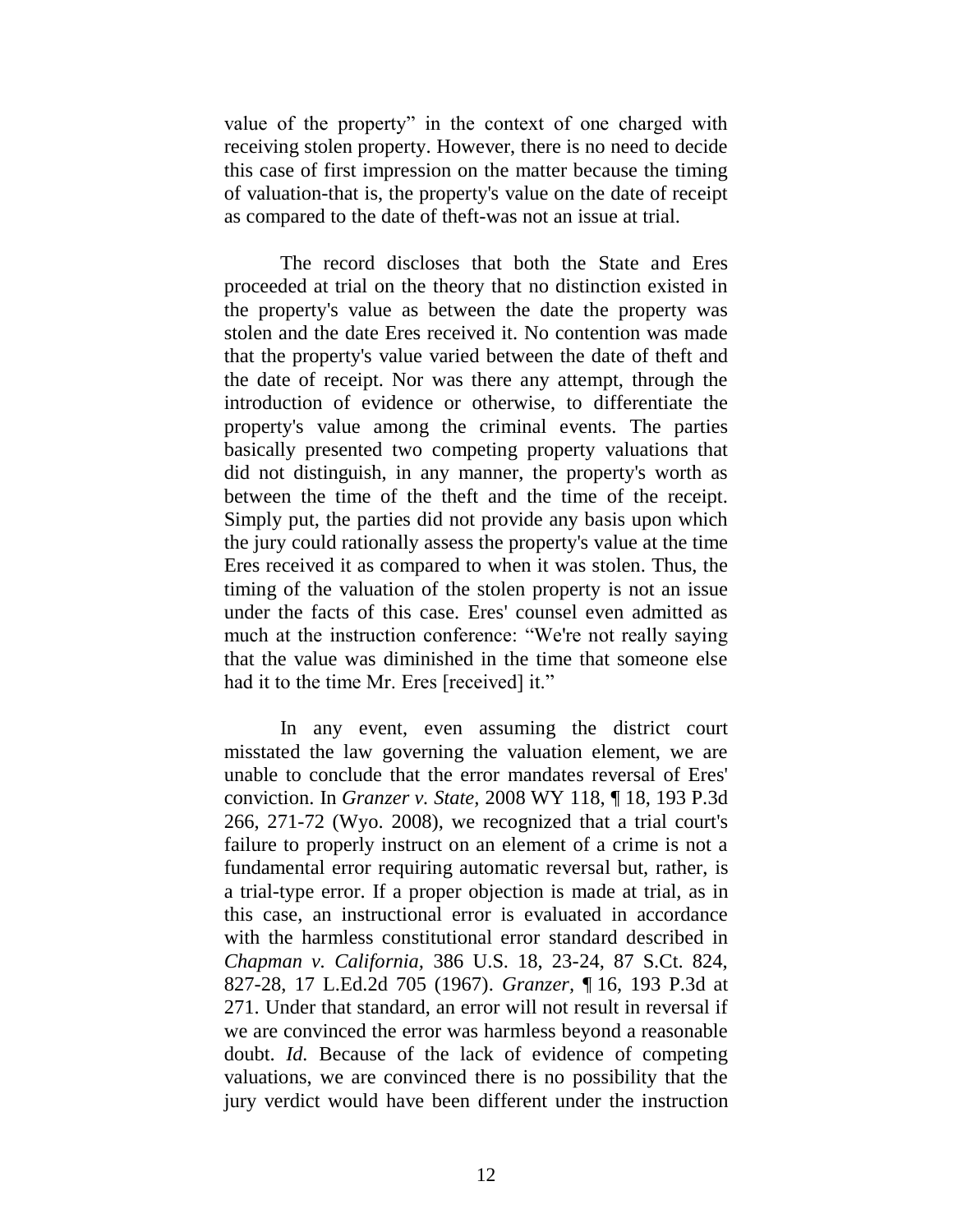value of the property" in the context of one charged with receiving stolen property. However, there is no need to decide this case of first impression on the matter because the timing of valuation-that is, the property's value on the date of receipt as compared to the date of theft-was not an issue at trial.

The record discloses that both the State and Eres proceeded at trial on the theory that no distinction existed in the property's value as between the date the property was stolen and the date Eres received it. No contention was made that the property's value varied between the date of theft and the date of receipt. Nor was there any attempt, through the introduction of evidence or otherwise, to differentiate the property's value among the criminal events. The parties basically presented two competing property valuations that did not distinguish, in any manner, the property's worth as between the time of the theft and the time of the receipt. Simply put, the parties did not provide any basis upon which the jury could rationally assess the property's value at the time Eres received it as compared to when it was stolen. Thus, the timing of the valuation of the stolen property is not an issue under the facts of this case. Eres' counsel even admitted as much at the instruction conference: "We're not really saying that the value was diminished in the time that someone else had it to the time Mr. Eres [received] it."

In any event, even assuming the district court misstated the law governing the valuation element, we are unable to conclude that the error mandates reversal of Eres' conviction. In *Granzer v. State*, 2008 WY 118, ¶ 18, 193 P.3d 266, 271-72 (Wyo. 2008), we recognized that a trial court's failure to properly instruct on an element of a crime is not a fundamental error requiring automatic reversal but, rather, is a trial-type error. If a proper objection is made at trial, as in this case, an instructional error is evaluated in accordance with the harmless constitutional error standard described in *Chapman v. California*, 386 U.S. 18, 23-24, 87 S.Ct. 824, 827-28, 17 L.Ed.2d 705 (1967). *Granzer*, ¶ 16, 193 P.3d at 271. Under that standard, an error will not result in reversal if we are convinced the error was harmless beyond a reasonable doubt. *Id.* Because of the lack of evidence of competing valuations, we are convinced there is no possibility that the jury verdict would have been different under the instruction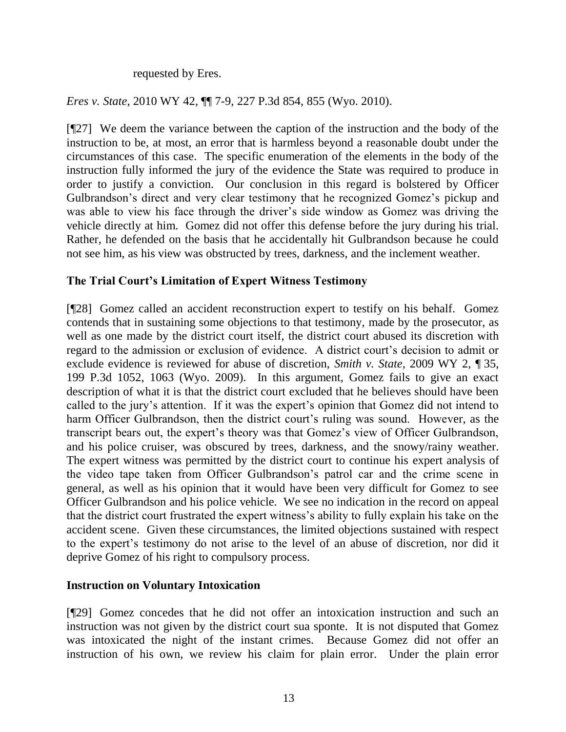requested by Eres.

*Eres v. State*, 2010 WY 42, ¶¶ 7-9, 227 P.3d 854, 855 (Wyo. 2010).

[¶27] We deem the variance between the caption of the instruction and the body of the instruction to be, at most, an error that is harmless beyond a reasonable doubt under the circumstances of this case. The specific enumeration of the elements in the body of the instruction fully informed the jury of the evidence the State was required to produce in order to justify a conviction. Our conclusion in this regard is bolstered by Officer Gulbrandson's direct and very clear testimony that he recognized Gomez's pickup and was able to view his face through the driver's side window as Gomez was driving the vehicle directly at him. Gomez did not offer this defense before the jury during his trial. Rather, he defended on the basis that he accidentally hit Gulbrandson because he could not see him, as his view was obstructed by trees, darkness, and the inclement weather.

## The Trial Court's Limitation of Expert Witness Testimony

[¶28] Gomez called an accident reconstruction expert to testify on his behalf. Gomez contends that in sustaining some objections to that testimony, made by the prosecutor, as well as one made by the district court itself, the district court abused its discretion with regard to the admission or exclusion of evidence. A district court's decision to admit or exclude evidence is reviewed for abuse of discretion, *Smith v. State*, 2009 WY 2, ¶ 35, 199 P.3d 1052, 1063 (Wyo. 2009). In this argument, Gomez fails to give an exact description of what it is that the district court excluded that he believes should have been called to the jury's attention. If it was the expert's opinion that Gomez did not intend to harm Officer Gulbrandson, then the district court's ruling was sound. However, as the transcript bears out, the expert's theory was that Gomez's view of Officer Gulbrandson, and his police cruiser, was obscured by trees, darkness, and the snowy/rainy weather. The expert witness was permitted by the district court to continue his expert analysis of the video tape taken from Officer Gulbrandson's patrol car and the crime scene in general, as well as his opinion that it would have been very difficult for Gomez to see Officer Gulbrandson and his police vehicle. We see no indication in the record on appeal that the district court frustrated the expert witness's ability to fully explain his take on the accident scene. Given these circumstances, the limited objections sustained with respect to the expert's testimony do not arise to the level of an abuse of discretion, nor did it deprive Gomez of his right to compulsory process.

## Instruction on Voluntary Intoxication

[¶29] Gomez concedes that he did not offer an intoxication instruction and such an instruction was not given by the district court sua sponte. It is not disputed that Gomez was intoxicated the night of the instant crimes. Because Gomez did not offer an instruction of his own, we review his claim for plain error. Under the plain error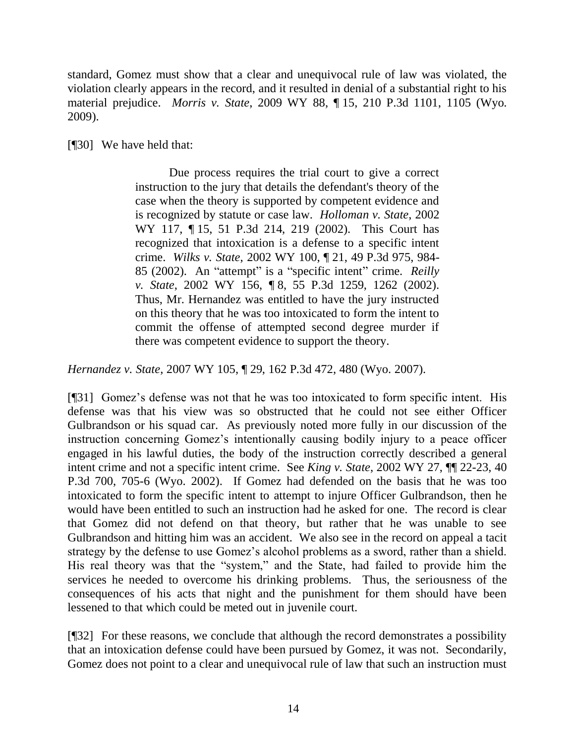standard, Gomez must show that a clear and unequivocal rule of law was violated, the violation clearly appears in the record, and it resulted in denial of a substantial right to his material prejudice. *Morris v. State*, 2009 WY 88, ¶ 15, 210 P.3d 1101, 1105 (Wyo. 2009).

[¶30] We have held that:

> Due process requires the trial court to give a correct instruction to the jury that details the defendant's theory of the case when the theory is supported by competent evidence and is recognized by statute or case law. *Holloman v. State*, 2002 WY 117, ¶ 15, 51 P.3d 214, 219 (2002). This Court has recognized that intoxication is a defense to a specific intent crime. *Wilks v. State*, 2002 WY 100, ¶ 21, 49 P.3d 975, 984-85 (2002). An "attempt" is a "specific intent" crime. *Reilly v. State*, 2002 WY 156, ¶ 8, 55 P.3d 1259, 1262 (2002). Thus, Mr. Hernandez was entitled to have the jury instructed on this theory that he was too intoxicated to form the intent to commit the offense of attempted second degree murder if there was competent evidence to support the theory.

*Hernandez v. State*, 2007 WY 105, ¶ 29, 162 P.3d 472, 480 (Wyo. 2007).

[¶31] Gomez's defense was not that he was too intoxicated to form specific intent. His defense was that his view was so obstructed that he could not see either Officer Gulbrandson or his squad car. As previously noted more fully in our discussion of the instruction concerning Gomez's intentionally causing bodily injury to a peace officer engaged in his lawful duties, the body of the instruction correctly described a general intent crime and not a specific intent crime. See *King v. State*, 2002 WY 27, ¶¶ 22-23, 40 P.3d 700, 705-6 (Wyo. 2002). If Gomez had defended on the basis that he was too intoxicated to form the specific intent to attempt to injure Officer Gulbrandson, then he would have been entitled to such an instruction had he asked for one. The record is clear that Gomez did not defend on that theory, but rather that he was unable to see Gulbrandson and hitting him was an accident. We also see in the record on appeal a tacit strategy by the defense to use Gomez's alcohol problems as a sword, rather than a shield. His real theory was that the "system," and the State, had failed to provide him the services he needed to overcome his drinking problems. Thus, the seriousness of the consequences of his acts that night and the punishment for them should have been lessened to that which could be meted out in juvenile court.

[¶32] For these reasons, we conclude that although the record demonstrates a possibility that an intoxication defense could have been pursued by Gomez, it was not. Secondarily, Gomez does not point to a clear and unequivocal rule of law that such an instruction must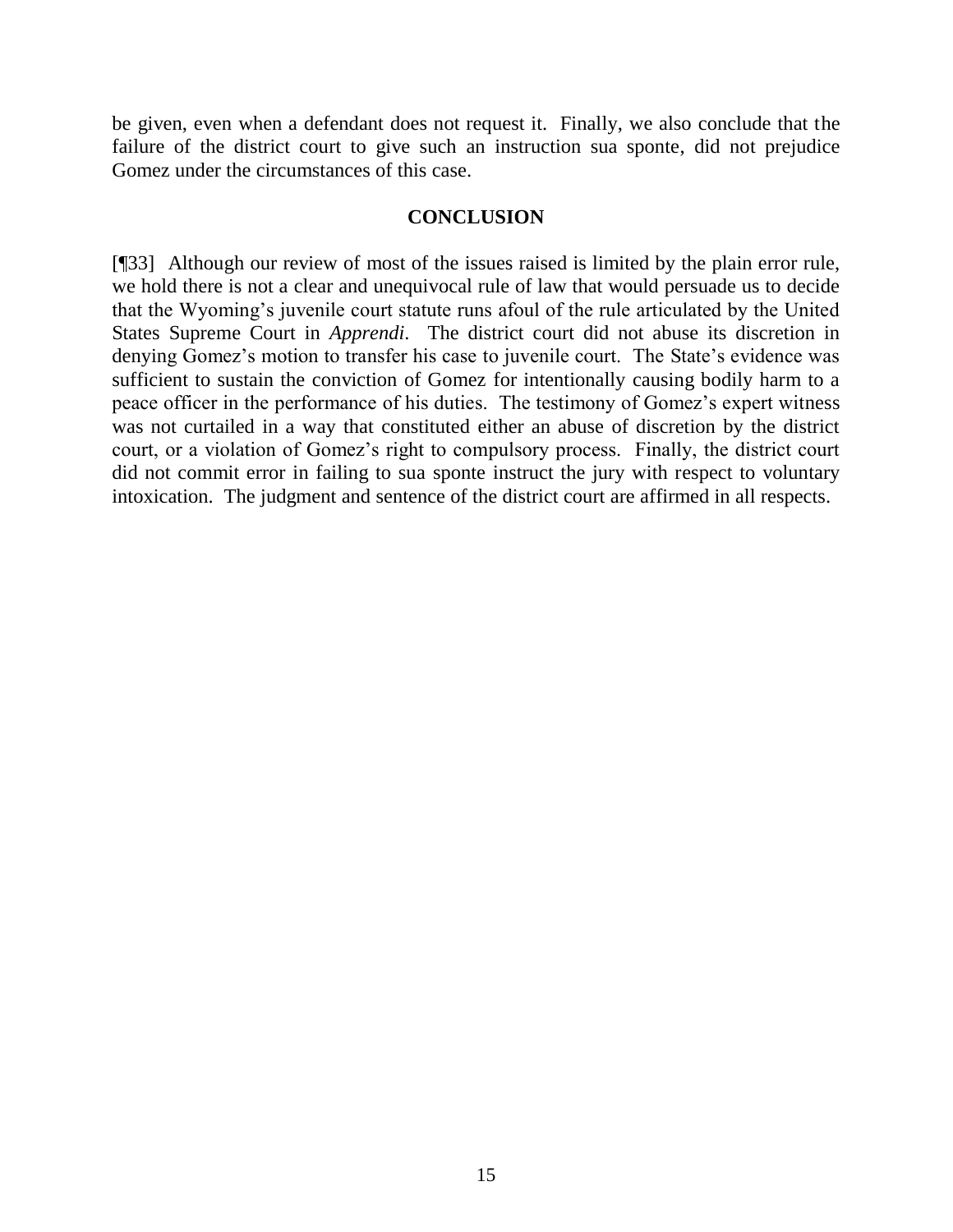be given, even when a defendant does not request it. Finally, we also conclude that the failure of the district court to give such an instruction sua sponte, did not prejudice Gomez under the circumstances of this case.

## CONCLUSION

[¶33] Although our review of most of the issues raised is limited by the plain error rule, we hold there is not a clear and unequivocal rule of law that would persuade us to decide that the Wyoming's juvenile court statute runs afoul of the rule articulated by the United States Supreme Court in *Apprendi*. The district court did not abuse its discretion in denying Gomez's motion to transfer his case to juvenile court. The State's evidence was sufficient to sustain the conviction of Gomez for intentionally causing bodily harm to a peace officer in the performance of his duties. The testimony of Gomez's expert witness was not curtailed in a way that constituted either an abuse of discretion by the district court, or a violation of Gomez's right to compulsory process. Finally, the district court did not commit error in failing to sua sponte instruct the jury with respect to voluntary intoxication. The judgment and sentence of the district court are affirmed in all respects.